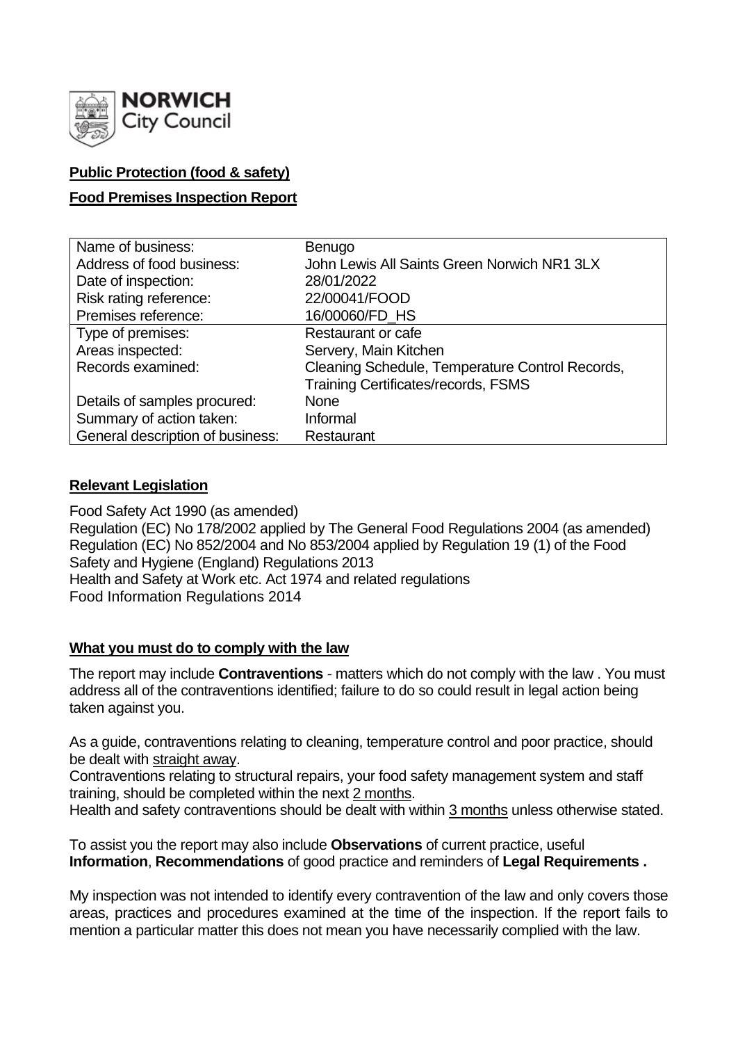**NORWICH City Council**

**Public Protection (food & safety)**

**Food Premises Inspection Report**

| Name of business: | Benugo |
|---|---|
| Address of food business: | John Lewis All Saints Green Norwich NR1 3LX |
| Date of inspection: | 28/01/2022 |
| Risk rating reference: | 22/00041/FOOD |
| Premises reference: | 16/00060/FD_HS |
| Type of premises: | Restaurant or cafe |
| Areas inspected: | Servery, Main Kitchen |
| Records examined: | Cleaning Schedule, Temperature Control Records, Training Certificates/records, FSMS |
| Details of samples procured: | None |
| Summary of action taken: | Informal |
| General description of business: | Restaurant |

**Relevant Legislation**

Food Safety Act 1990 (as amended)
Regulation (EC) No 178/2002 applied by The General Food Regulations 2004 (as amended)
Regulation (EC) No 852/2004 and No 853/2004 applied by Regulation 19 (1) of the Food Safety and Hygiene (England) Regulations 2013
Health and Safety at Work etc. Act 1974 and related regulations
Food Information Regulations 2014

**What you must do to comply with the law**

The report may include **Contraventions** - matters which do not comply with the law . You must address all of the contraventions identified; failure to do so could result in legal action being taken against you.

As a guide, contraventions relating to cleaning, temperature control and poor practice, should be dealt with straight away.
Contraventions relating to structural repairs, your food safety management system and staff training, should be completed within the next 2 months.
Health and safety contraventions should be dealt with within 3 months unless otherwise stated.

To assist you the report may also include **Observations** of current practice, useful **Information**, **Recommendations** of good practice and reminders of **Legal Requirements .**

My inspection was not intended to identify every contravention of the law and only covers those areas, practices and procedures examined at the time of the inspection. If the report fails to mention a particular matter this does not mean you have necessarily complied with the law.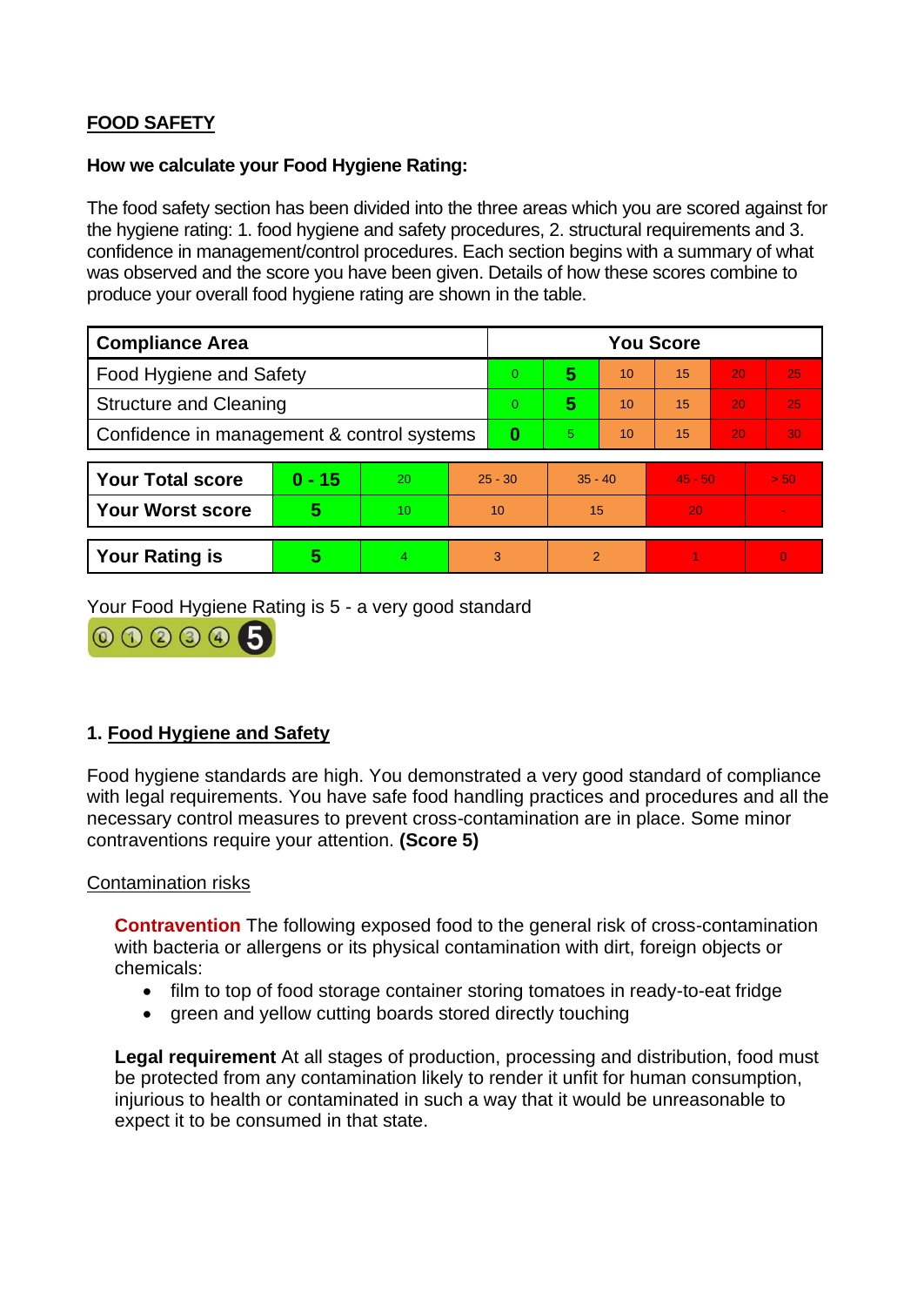**FOOD SAFETY**

**How we calculate your Food Hygiene Rating:**

The food safety section has been divided into the three areas which you are scored against for the hygiene rating: 1. food hygiene and safety procedures, 2. structural requirements and 3. confidence in management/control procedures. Each section begins with a summary of what was observed and the score you have been given. Details of how these scores combine to produce your overall food hygiene rating are shown in the table.

| Compliance Area | You Score | | | | | |
|---|---|---|---|---|---|---|
| Food Hygiene and Safety | 0 | **5** | 10 | 15 | 20 | 25 |
| Structure and Cleaning | 0 | **5** | 10 | 15 | 20 | 25 |
| Confidence in management & control systems | **0** | 5 | 10 | 15 | 20 | 30 |

| | | | | | | |
|---|---|---|---|---|---|---|
| **Your Total score** | **0 - 15** | 20 | 25 - 30 | 35 - 40 | 45 - 50 | > 50 |
| **Your Worst score** | **5** | 10 | 10 | 15 | 20 | - |

| | | | | | | |
|---|---|---|---|---|---|---|
| **Your Rating is** | **5** | 4 | 3 | 2 | 1 | 0 |

Your Food Hygiene Rating is 5 - a very good standard

## 1. Food Hygiene and Safety

Food hygiene standards are high. You demonstrated a very good standard of compliance with legal requirements. You have safe food handling practices and procedures and all the necessary control measures to prevent cross-contamination are in place. Some minor contraventions require your attention. **(Score 5)**

Contamination risks

**Contravention** The following exposed food to the general risk of cross-contamination with bacteria or allergens or its physical contamination with dirt, foreign objects or chemicals:

- film to top of food storage container storing tomatoes in ready-to-eat fridge
- green and yellow cutting boards stored directly touching

**Legal requirement** At all stages of production, processing and distribution, food must be protected from any contamination likely to render it unfit for human consumption, injurious to health or contaminated in such a way that it would be unreasonable to expect it to be consumed in that state.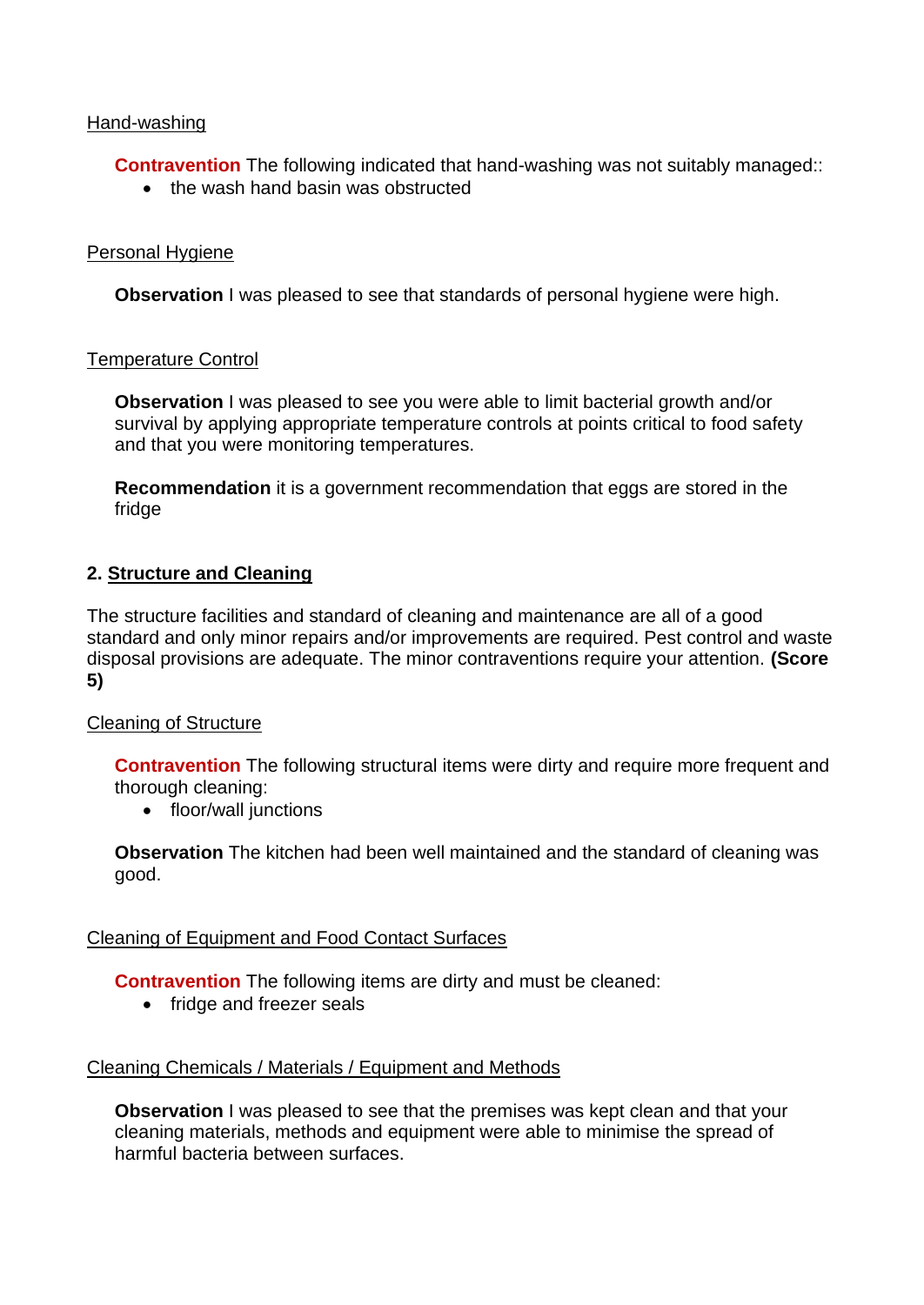Hand-washing

**Contravention** The following indicated that hand-washing was not suitably managed::

- the wash hand basin was obstructed

Personal Hygiene

**Observation** I was pleased to see that standards of personal hygiene were high.

Temperature Control

**Observation** I was pleased to see you were able to limit bacterial growth and/or survival by applying appropriate temperature controls at points critical to food safety and that you were monitoring temperatures.

**Recommendation** it is a government recommendation that eggs are stored in the fridge

## 2. Structure and Cleaning

The structure facilities and standard of cleaning and maintenance are all of a good standard and only minor repairs and/or improvements are required. Pest control and waste disposal provisions are adequate. The minor contraventions require your attention. **(Score 5)**

Cleaning of Structure

**Contravention** The following structural items were dirty and require more frequent and thorough cleaning:

- floor/wall junctions

**Observation** The kitchen had been well maintained and the standard of cleaning was good.

Cleaning of Equipment and Food Contact Surfaces

**Contravention** The following items are dirty and must be cleaned:

- fridge and freezer seals

Cleaning Chemicals / Materials / Equipment and Methods

**Observation** I was pleased to see that the premises was kept clean and that your cleaning materials, methods and equipment were able to minimise the spread of harmful bacteria between surfaces.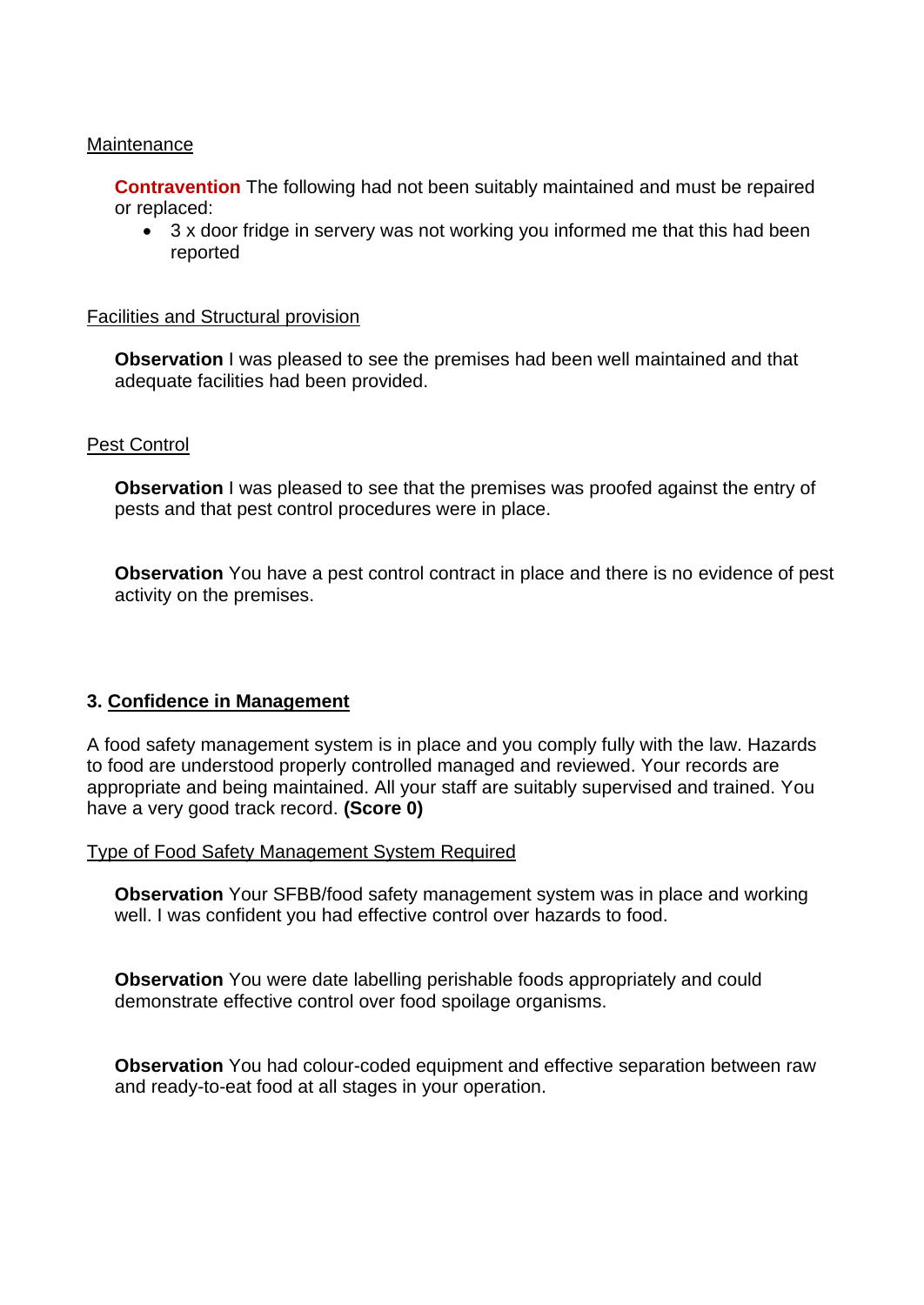Maintenance

**Contravention** The following had not been suitably maintained and must be repaired or replaced:

- 3 x door fridge in servery was not working you informed me that this had been reported

Facilities and Structural provision

**Observation** I was pleased to see the premises had been well maintained and that adequate facilities had been provided.

Pest Control

**Observation** I was pleased to see that the premises was proofed against the entry of pests and that pest control procedures were in place.

**Observation** You have a pest control contract in place and there is no evidence of pest activity on the premises.

## 3. Confidence in Management

A food safety management system is in place and you comply fully with the law. Hazards to food are understood properly controlled managed and reviewed. Your records are appropriate and being maintained. All your staff are suitably supervised and trained. You have a very good track record. **(Score 0)**

Type of Food Safety Management System Required

**Observation** Your SFBB/food safety management system was in place and working well. I was confident you had effective control over hazards to food.

**Observation** You were date labelling perishable foods appropriately and could demonstrate effective control over food spoilage organisms.

**Observation** You had colour-coded equipment and effective separation between raw and ready-to-eat food at all stages in your operation.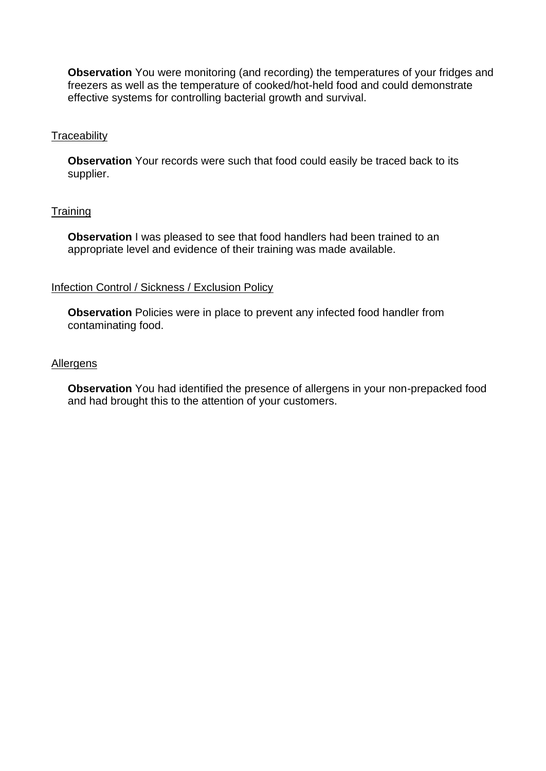**Observation** You were monitoring (and recording) the temperatures of your fridges and freezers as well as the temperature of cooked/hot-held food and could demonstrate effective systems for controlling bacterial growth and survival.

Traceability

**Observation** Your records were such that food could easily be traced back to its supplier.

Training

**Observation** I was pleased to see that food handlers had been trained to an appropriate level and evidence of their training was made available.

Infection Control / Sickness / Exclusion Policy

**Observation** Policies were in place to prevent any infected food handler from contaminating food.

Allergens

**Observation** You had identified the presence of allergens in your non-prepacked food and had brought this to the attention of your customers.